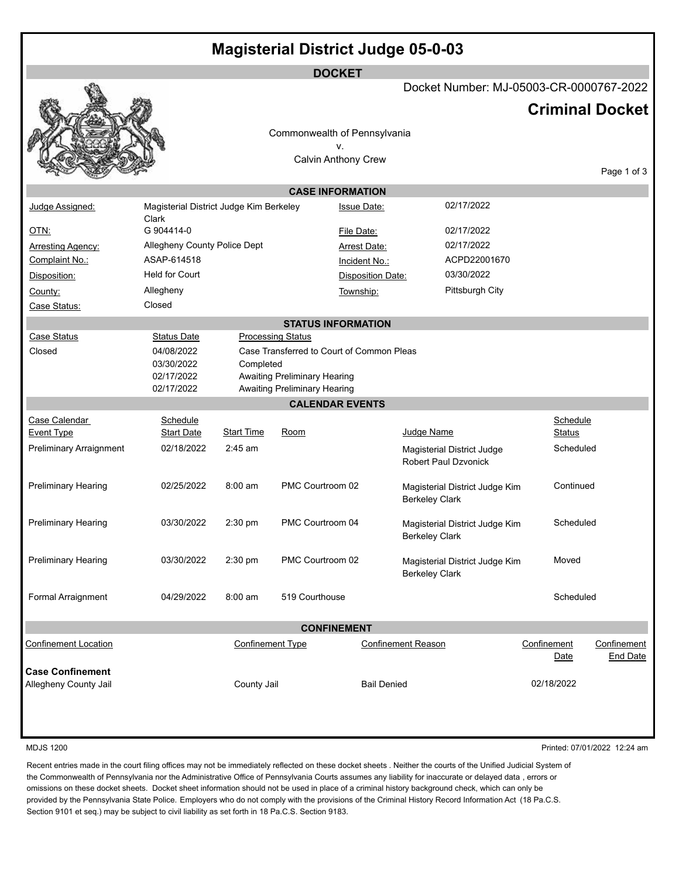# Magisterial District Judge 05-0-03

## DOCKET

Docket Number: MJ-05003-CR-0000767-2022

## Criminal Docket

Commonwealth of Pennsylvania
v.
Calvin Anthony Crew

### CASE INFORMATION

| | | | |
|---|---|---|---|
| Judge Assigned: | Magisterial District Judge Kim Berkeley Clark | Issue Date: | 02/17/2022 |
| OTN: | G 904414-0 | File Date: | 02/17/2022 |
| Arresting Agency: | Allegheny County Police Dept | Arrest Date: | 02/17/2022 |
| Complaint No.: | ASAP-614518 | Incident No.: | ACPD22001670 |
| Disposition: | Held for Court | Disposition Date: | 03/30/2022 |
| County: | Allegheny | Township: | Pittsburgh City |
| Case Status: | Closed | | |

### STATUS INFORMATION

| Case Status | Status Date | Processing Status |
|---|---|---|
| Closed | 04/08/2022 | Case Transferred to Court of Common Pleas |
| | 03/30/2022 | Completed |
| | 02/17/2022 | Awaiting Preliminary Hearing |
| | 02/17/2022 | Awaiting Preliminary Hearing |

### CALENDAR EVENTS

| Case Calendar Event Type | Schedule Start Date | Start Time | Room | Judge Name | Schedule Status |
|---|---|---|---|---|---|
| Preliminary Arraignment | 02/18/2022 | 2:45 am | | Magisterial District Judge Robert Paul Dzvonick | Scheduled |
| Preliminary Hearing | 02/25/2022 | 8:00 am | PMC Courtroom 02 | Magisterial District Judge Kim Berkeley Clark | Continued |
| Preliminary Hearing | 03/30/2022 | 2:30 pm | PMC Courtroom 04 | Magisterial District Judge Kim Berkeley Clark | Scheduled |
| Preliminary Hearing | 03/30/2022 | 2:30 pm | PMC Courtroom 02 | Magisterial District Judge Kim Berkeley Clark | Moved |
| Formal Arraignment | 04/29/2022 | 8:00 am | 519 Courthouse | | Scheduled |

### CONFINEMENT

| Confinement Location | Confinement Type | Confinement Reason | Confinement Date | Confinement End Date |
|---|---|---|---|---|
| **Case Confinement** | | | | |
| Allegheny County Jail | County Jail | Bail Denied | 02/18/2022 | |

MDJS 1200

Printed: 07/01/2022 12:24 am

Recent entries made in the court filing offices may not be immediately reflected on these docket sheets . Neither the courts of the Unified Judicial System of the Commonwealth of Pennsylvania nor the Administrative Office of Pennsylvania Courts assumes any liability for inaccurate or delayed data , errors or omissions on these docket sheets. Docket sheet information should not be used in place of a criminal history background check, which can only be provided by the Pennsylvania State Police. Employers who do not comply with the provisions of the Criminal History Record Information Act (18 Pa.C.S. Section 9101 et seq.) may be subject to civil liability as set forth in 18 Pa.C.S. Section 9183.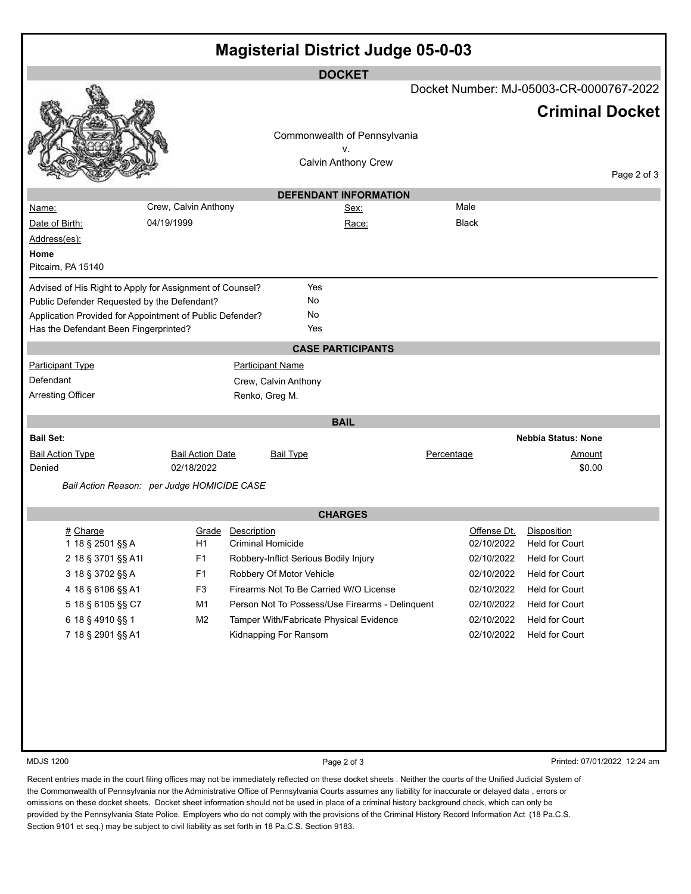# Magisterial District Judge 05-0-03

## DOCKET

Docket Number: MJ-05003-CR-0000767-2022

**Criminal Docket**

Commonwealth of Pennsylvania
v.
Calvin Anthony Crew

## DEFENDANT INFORMATION

| | | | |
|---|---|---|---|
| Name: | Crew, Calvin Anthony | Sex: | Male |
| Date of Birth: | 04/19/1999 | Race: | Black |

Address(es):

**Home**
Pitcairn, PA 15140

| | |
|---|---|
| Advised of His Right to Apply for Assignment of Counsel? | Yes |
| Public Defender Requested by the Defendant? | No |
| Application Provided for Appointment of Public Defender? | No |
| Has the Defendant Been Fingerprinted? | Yes |

## CASE PARTICIPANTS

| Participant Type | Participant Name |
|---|---|
| Defendant | Crew, Calvin Anthony |
| Arresting Officer | Renko, Greg M. |

## BAIL

**Bail Set:** **Nebbia Status: None**

| Bail Action Type | Bail Action Date | Bail Type | Percentage | Amount |
|---|---|---|---|---|
| Denied | 02/18/2022 | | | $0.00 |

*Bail Action Reason: per Judge HOMICIDE CASE*

## CHARGES

| # | Charge | Grade | Description | Offense Dt. | Disposition |
|---|---|---|---|---|---|
| 1 | 18 § 2501 §§ A | H1 | Criminal Homicide | 02/10/2022 | Held for Court |
| 2 | 18 § 3701 §§ A1I | F1 | Robbery-Inflict Serious Bodily Injury | 02/10/2022 | Held for Court |
| 3 | 18 § 3702 §§ A | F1 | Robbery Of Motor Vehicle | 02/10/2022 | Held for Court |
| 4 | 18 § 6106 §§ A1 | F3 | Firearms Not To Be Carried W/O License | 02/10/2022 | Held for Court |
| 5 | 18 § 6105 §§ C7 | M1 | Person Not To Possess/Use Firearms - Delinquent | 02/10/2022 | Held for Court |
| 6 | 18 § 4910 §§ 1 | M2 | Tamper With/Fabricate Physical Evidence | 02/10/2022 | Held for Court |
| 7 | 18 § 2901 §§ A1 | | Kidnapping For Ransom | 02/10/2022 | Held for Court |

MDJS 1200 Printed: 07/01/2022 12:24 am

Recent entries made in the court filing offices may not be immediately reflected on these docket sheets . Neither the courts of the Unified Judicial System of the Commonwealth of Pennsylvania nor the Administrative Office of Pennsylvania Courts assumes any liability for inaccurate or delayed data , errors or omissions on these docket sheets. Docket sheet information should not be used in place of a criminal history background check, which can only be provided by the Pennsylvania State Police. Employers who do not comply with the provisions of the Criminal History Record Information Act (18 Pa.C.S. Section 9101 et seq.) may be subject to civil liability as set forth in 18 Pa.C.S. Section 9183.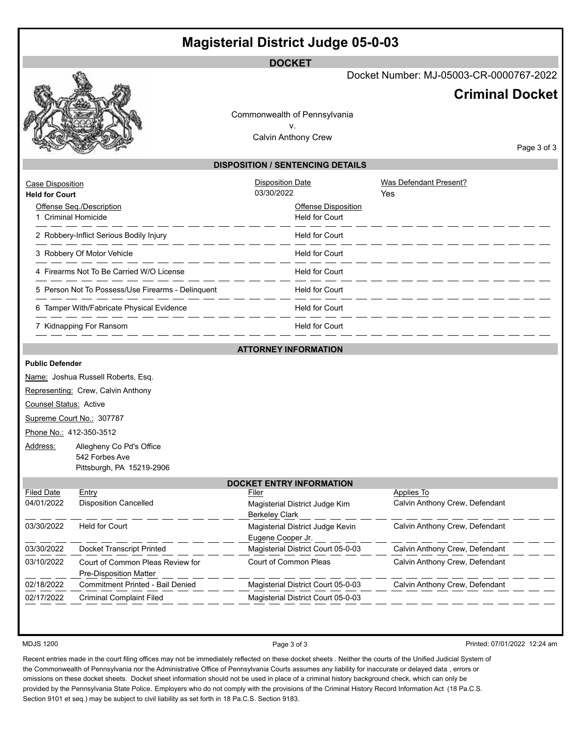# Magisterial District Judge 05-0-03

## DOCKET

Docket Number: MJ-05003-CR-0000767-2022

**Criminal Docket**

Commonwealth of Pennsylvania
v.
Calvin Anthony Crew

## DISPOSITION / SENTENCING DETAILS

| Case Disposition | Disposition Date | Was Defendant Present? |
|---|---|---|
| **Held for Court** | 03/30/2022 | Yes |

| Offense Seq./Description | Offense Disposition |
|---|---|
| 1 Criminal Homicide | Held for Court |
| 2 Robbery-Inflict Serious Bodily Injury | Held for Court |
| 3 Robbery Of Motor Vehicle | Held for Court |
| 4 Firearms Not To Be Carried W/O License | Held for Court |
| 5 Person Not To Possess/Use Firearms - Delinquent | Held for Court |
| 6 Tamper With/Fabricate Physical Evidence | Held for Court |
| 7 Kidnapping For Ransom | Held for Court |

## ATTORNEY INFORMATION

**Public Defender**

Name: Joshua Russell Roberts, Esq.

Representing: Crew, Calvin Anthony

Counsel Status: Active

Supreme Court No.: 307787

Phone No.: 412-350-3512

Address: Allegheny Co Pd's Office
542 Forbes Ave
Pittsburgh, PA 15219-2906

## DOCKET ENTRY INFORMATION

| Filed Date | Entry | Filer | Applies To |
|---|---|---|---|
| 04/01/2022 | Disposition Cancelled | Magisterial District Judge Kim Berkeley Clark | Calvin Anthony Crew, Defendant |
| 03/30/2022 | Held for Court | Magisterial District Judge Kevin Eugene Cooper Jr. | Calvin Anthony Crew, Defendant |
| 03/30/2022 | Docket Transcript Printed | Magisterial District Court 05-0-03 | Calvin Anthony Crew, Defendant |
| 03/10/2022 | Court of Common Pleas Review for Pre-Disposition Matter | Court of Common Pleas | Calvin Anthony Crew, Defendant |
| 02/18/2022 | Commitment Printed - Bail Denied | Magisterial District Court 05-0-03 | Calvin Anthony Crew, Defendant |
| 02/17/2022 | Criminal Complaint Filed | Magisterial District Court 05-0-03 | |

MDJS 1200

Printed: 07/01/2022 12:24 am

Recent entries made in the court filing offices may not be immediately reflected on these docket sheets . Neither the courts of the Unified Judicial System of the Commonwealth of Pennsylvania nor the Administrative Office of Pennsylvania Courts assumes any liability for inaccurate or delayed data , errors or omissions on these docket sheets. Docket sheet information should not be used in place of a criminal history background check, which can only be provided by the Pennsylvania State Police. Employers who do not comply with the provisions of the Criminal History Record Information Act (18 Pa.C.S. Section 9101 et seq.) may be subject to civil liability as set forth in 18 Pa.C.S. Section 9183.